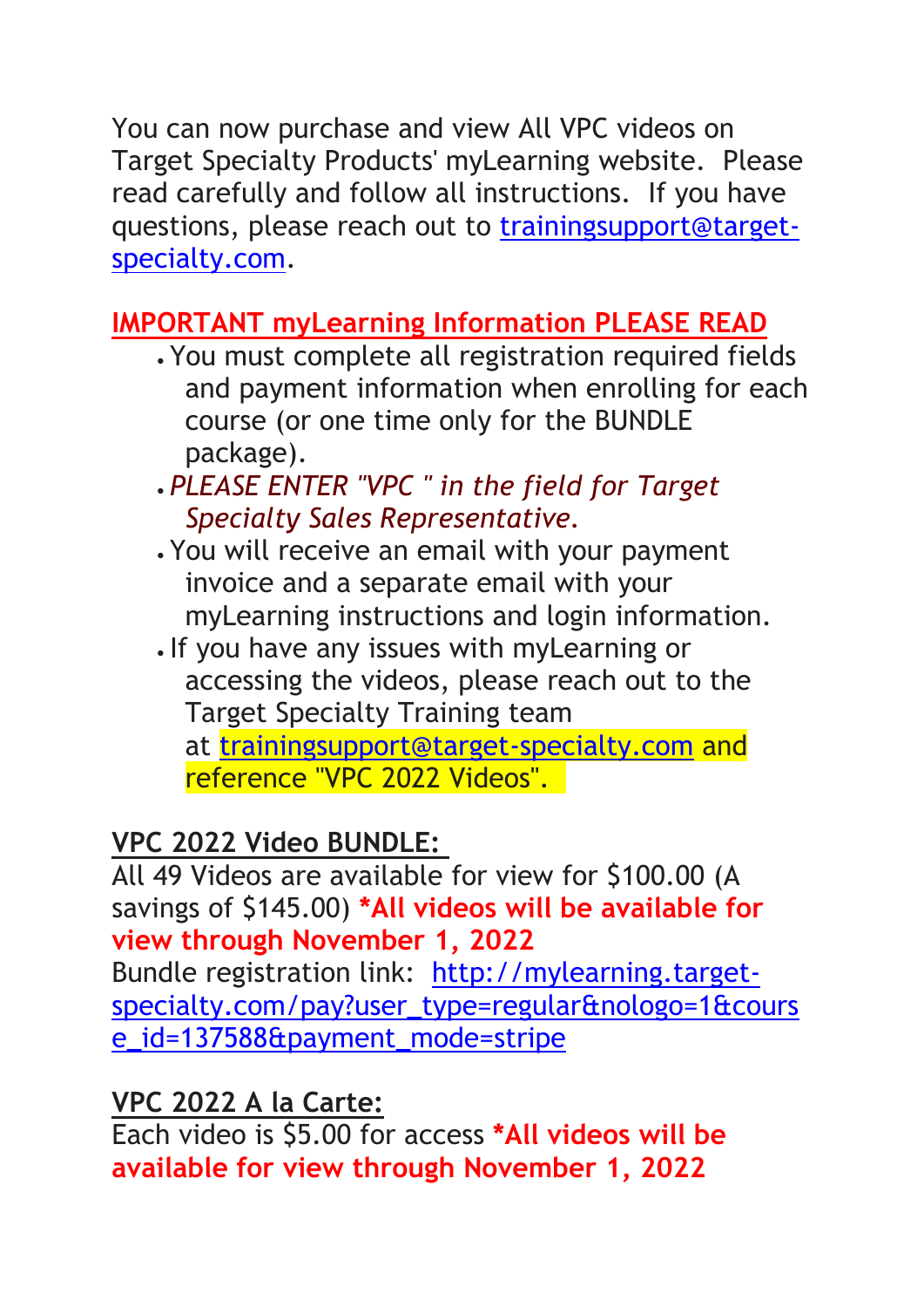You can now purchase and view All VPC videos on Target Specialty Products' myLearning website. Please read carefully and follow all instructions. If you have questions, please reach out to trainingsupport@target-specialty.com.

## IMPORTANT myLearning Information PLEASE READ

- You must complete all registration required fields and payment information when enrolling for each course (or one time only for the BUNDLE package).
- *PLEASE ENTER "VPC " in the field for Target Specialty Sales Representative.*
- You will receive an email with your payment invoice and a separate email with your myLearning instructions and login information.
- If you have any issues with myLearning or accessing the videos, please reach out to the Target Specialty Training team at trainingsupport@target-specialty.com and reference "VPC 2022 Videos".

## VPC 2022 Video BUNDLE:

All 49 Videos are available for view for $100.00 (A savings of $145.00) **\*All videos will be available for view through November 1, 2022**

Bundle registration link: http://mylearning.target-specialty.com/pay?user_type=regular&nologo=1&course_id=137588&payment_mode=stripe

## VPC 2022 A la Carte:

Each video is $5.00 for access **\*All videos will be available for view through November 1, 2022**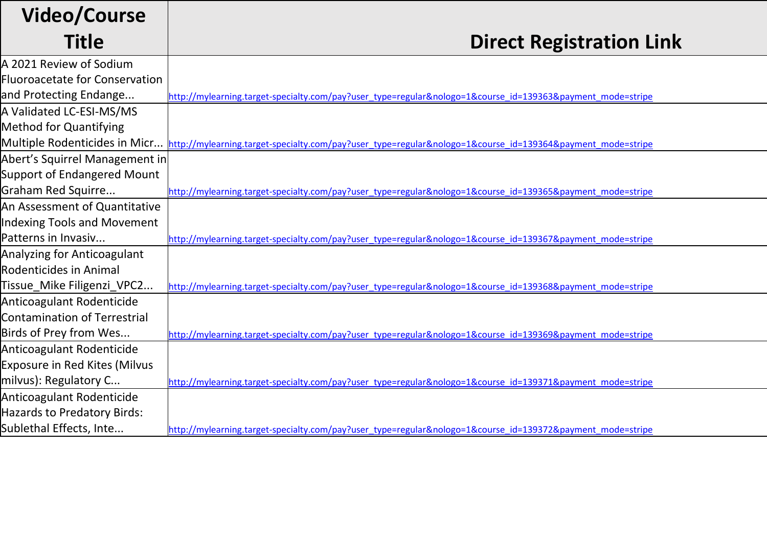| Video/Course Title | Direct Registration Link |
|---|---|
| A 2021 Review of Sodium Fluoroacetate for Conservation and Protecting Endange... | http://mylearning.target-specialty.com/pay?user_type=regular&nologo=1&course_id=139363&payment_mode=stripe |
| A Validated LC-ESI-MS/MS Method for Quantifying Multiple Rodenticides in Micr... | http://mylearning.target-specialty.com/pay?user_type=regular&nologo=1&course_id=139364&payment_mode=stripe |
| Abert's Squirrel Management in Support of Endangered Mount Graham Red Squirre... | http://mylearning.target-specialty.com/pay?user_type=regular&nologo=1&course_id=139365&payment_mode=stripe |
| An Assessment of Quantitative Indexing Tools and Movement Patterns in Invasiv... | http://mylearning.target-specialty.com/pay?user_type=regular&nologo=1&course_id=139367&payment_mode=stripe |
| Analyzing for Anticoagulant Rodenticides in Animal Tissue_Mike Filigenzi_VPC2... | http://mylearning.target-specialty.com/pay?user_type=regular&nologo=1&course_id=139368&payment_mode=stripe |
| Anticoagulant Rodenticide Contamination of Terrestrial Birds of Prey from Wes... | http://mylearning.target-specialty.com/pay?user_type=regular&nologo=1&course_id=139369&payment_mode=stripe |
| Anticoagulant Rodenticide Exposure in Red Kites (Milvus milvus): Regulatory C... | http://mylearning.target-specialty.com/pay?user_type=regular&nologo=1&course_id=139371&payment_mode=stripe |
| Anticoagulant Rodenticide Hazards to Predatory Birds: Sublethal Effects, Inte... | http://mylearning.target-specialty.com/pay?user_type=regular&nologo=1&course_id=139372&payment_mode=stripe |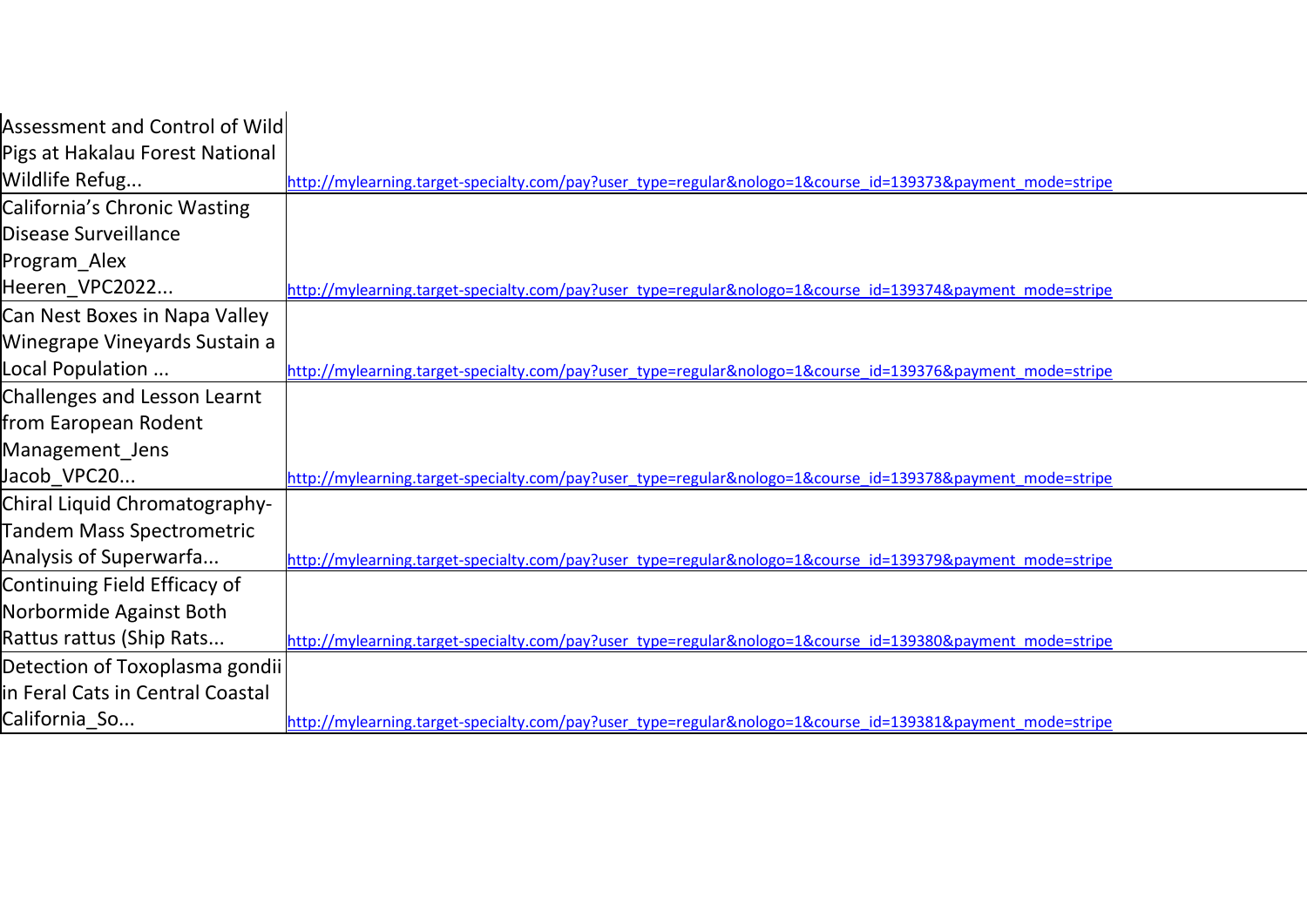| | |
|---|---|
| Assessment and Control of Wild Pigs at Hakalau Forest National Wildlife Refug... | http://mylearning.target-specialty.com/pay?user_type=regular&nologo=1&course_id=139373&payment_mode=stripe |
| California’s Chronic Wasting Disease Surveillance Program_Alex Heeren_VPC2022... | http://mylearning.target-specialty.com/pay?user_type=regular&nologo=1&course_id=139374&payment_mode=stripe |
| Can Nest Boxes in Napa Valley Winegrape Vineyards Sustain a Local Population ... | http://mylearning.target-specialty.com/pay?user_type=regular&nologo=1&course_id=139376&payment_mode=stripe |
| Challenges and Lesson Learnt from Earopean Rodent Management_Jens Jacob_VPC20... | http://mylearning.target-specialty.com/pay?user_type=regular&nologo=1&course_id=139378&payment_mode=stripe |
| Chiral Liquid Chromatography-Tandem Mass Spectrometric Analysis of Superwarfa... | http://mylearning.target-specialty.com/pay?user_type=regular&nologo=1&course_id=139379&payment_mode=stripe |
| Continuing Field Efficacy of Norbormide Against Both Rattus rattus (Ship Rats... | http://mylearning.target-specialty.com/pay?user_type=regular&nologo=1&course_id=139380&payment_mode=stripe |
| Detection of Toxoplasma gondii in Feral Cats in Central Coastal California_So... | http://mylearning.target-specialty.com/pay?user_type=regular&nologo=1&course_id=139381&payment_mode=stripe |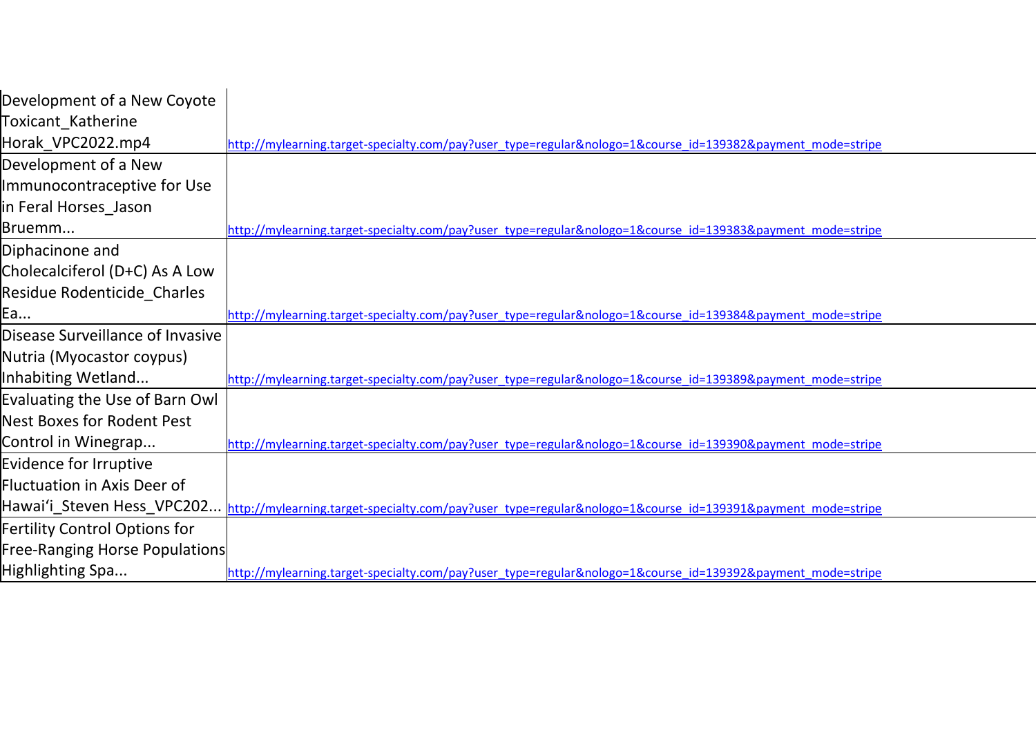| | |
|---|---|
| Development of a New Coyote Toxicant_Katherine Horak_VPC2022.mp4 | http://mylearning.target-specialty.com/pay?user_type=regular&nologo=1&course_id=139382&payment_mode=stripe |
| Development of a New Immunocontraceptive for Use in Feral Horses_Jason Bruemm... | http://mylearning.target-specialty.com/pay?user_type=regular&nologo=1&course_id=139383&payment_mode=stripe |
| Diphacinone and Cholecalciferol (D+C) As A Low Residue Rodenticide_Charles Ea... | http://mylearning.target-specialty.com/pay?user_type=regular&nologo=1&course_id=139384&payment_mode=stripe |
| Disease Surveillance of Invasive Nutria (Myocastor coypus) Inhabiting Wetland... | http://mylearning.target-specialty.com/pay?user_type=regular&nologo=1&course_id=139389&payment_mode=stripe |
| Evaluating the Use of Barn Owl Nest Boxes for Rodent Pest Control in Winegrap... | http://mylearning.target-specialty.com/pay?user_type=regular&nologo=1&course_id=139390&payment_mode=stripe |
| Evidence for Irruptive Fluctuation in Axis Deer of Hawai'i_Steven Hess_VPC202... | http://mylearning.target-specialty.com/pay?user_type=regular&nologo=1&course_id=139391&payment_mode=stripe |
| Fertility Control Options for Free-Ranging Horse Populations Highlighting Spa... | http://mylearning.target-specialty.com/pay?user_type=regular&nologo=1&course_id=139392&payment_mode=stripe |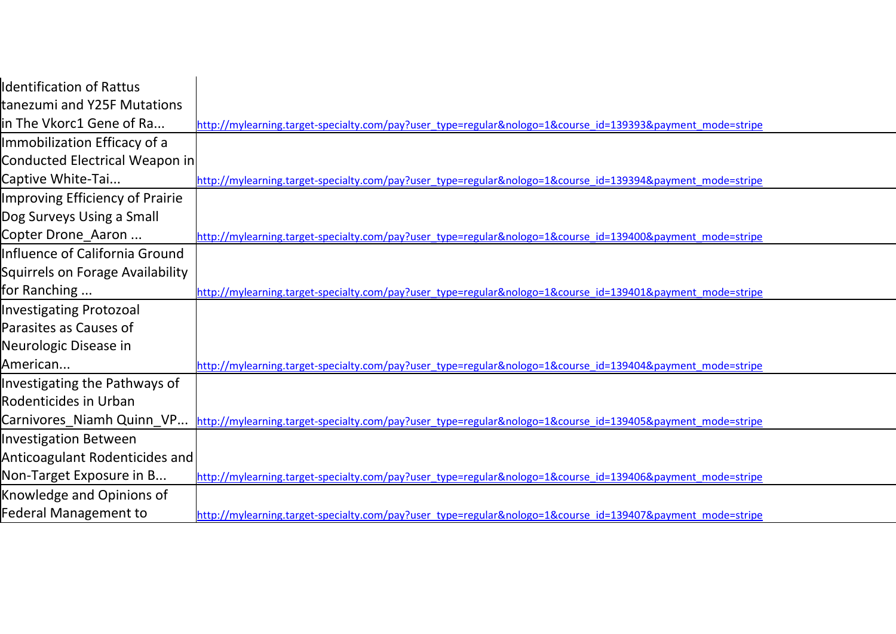| | |
|---|---|
| Identification of Rattus tanezumi and Y25F Mutations in The Vkorc1 Gene of Ra... | http://mylearning.target-specialty.com/pay?user_type=regular&nologo=1&course_id=139393&payment_mode=stripe |
| Immobilization Efficacy of a Conducted Electrical Weapon in Captive White-Tai... | http://mylearning.target-specialty.com/pay?user_type=regular&nologo=1&course_id=139394&payment_mode=stripe |
| Improving Efficiency of Prairie Dog Surveys Using a Small Copter Drone_Aaron ... | http://mylearning.target-specialty.com/pay?user_type=regular&nologo=1&course_id=139400&payment_mode=stripe |
| Influence of California Ground Squirrels on Forage Availability for Ranching ... | http://mylearning.target-specialty.com/pay?user_type=regular&nologo=1&course_id=139401&payment_mode=stripe |
| Investigating Protozoal Parasites as Causes of Neurologic Disease in American... | http://mylearning.target-specialty.com/pay?user_type=regular&nologo=1&course_id=139404&payment_mode=stripe |
| Investigating the Pathways of Rodenticides in Urban Carnivores_Niamh Quinn_VP... | http://mylearning.target-specialty.com/pay?user_type=regular&nologo=1&course_id=139405&payment_mode=stripe |
| Investigation Between Anticoagulant Rodenticides and Non-Target Exposure in B... | http://mylearning.target-specialty.com/pay?user_type=regular&nologo=1&course_id=139406&payment_mode=stripe |
| Knowledge and Opinions of Federal Management to | http://mylearning.target-specialty.com/pay?user_type=regular&nologo=1&course_id=139407&payment_mode=stripe |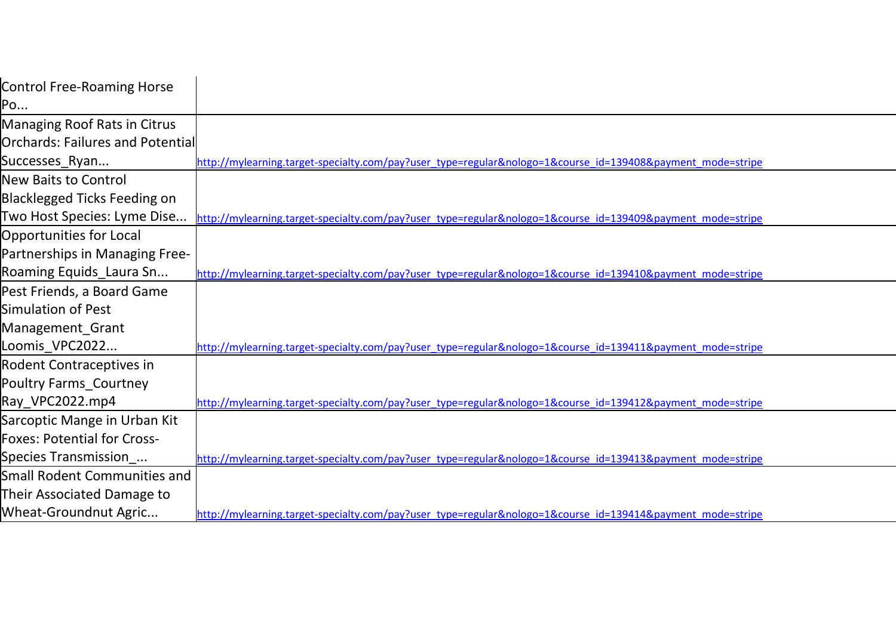| | |
|---|---|
| Control Free-Roaming Horse Po... | |
| Managing Roof Rats in Citrus Orchards: Failures and Potential Successes_Ryan... | http://mylearning.target-specialty.com/pay?user_type=regular&nologo=1&course_id=139408&payment_mode=stripe |
| New Baits to Control Blacklegged Ticks Feeding on Two Host Species: Lyme Dise... | http://mylearning.target-specialty.com/pay?user_type=regular&nologo=1&course_id=139409&payment_mode=stripe |
| Opportunities for Local Partnerships in Managing Free-Roaming Equids_Laura Sn... | http://mylearning.target-specialty.com/pay?user_type=regular&nologo=1&course_id=139410&payment_mode=stripe |
| Pest Friends, a Board Game Simulation of Pest Management_Grant Loomis_VPC2022... | http://mylearning.target-specialty.com/pay?user_type=regular&nologo=1&course_id=139411&payment_mode=stripe |
| Rodent Contraceptives in Poultry Farms_Courtney Ray_VPC2022.mp4 | http://mylearning.target-specialty.com/pay?user_type=regular&nologo=1&course_id=139412&payment_mode=stripe |
| Sarcoptic Mange in Urban Kit Foxes: Potential for Cross-Species Transmission_... | http://mylearning.target-specialty.com/pay?user_type=regular&nologo=1&course_id=139413&payment_mode=stripe |
| Small Rodent Communities and Their Associated Damage to Wheat-Groundnut Agric... | http://mylearning.target-specialty.com/pay?user_type=regular&nologo=1&course_id=139414&payment_mode=stripe |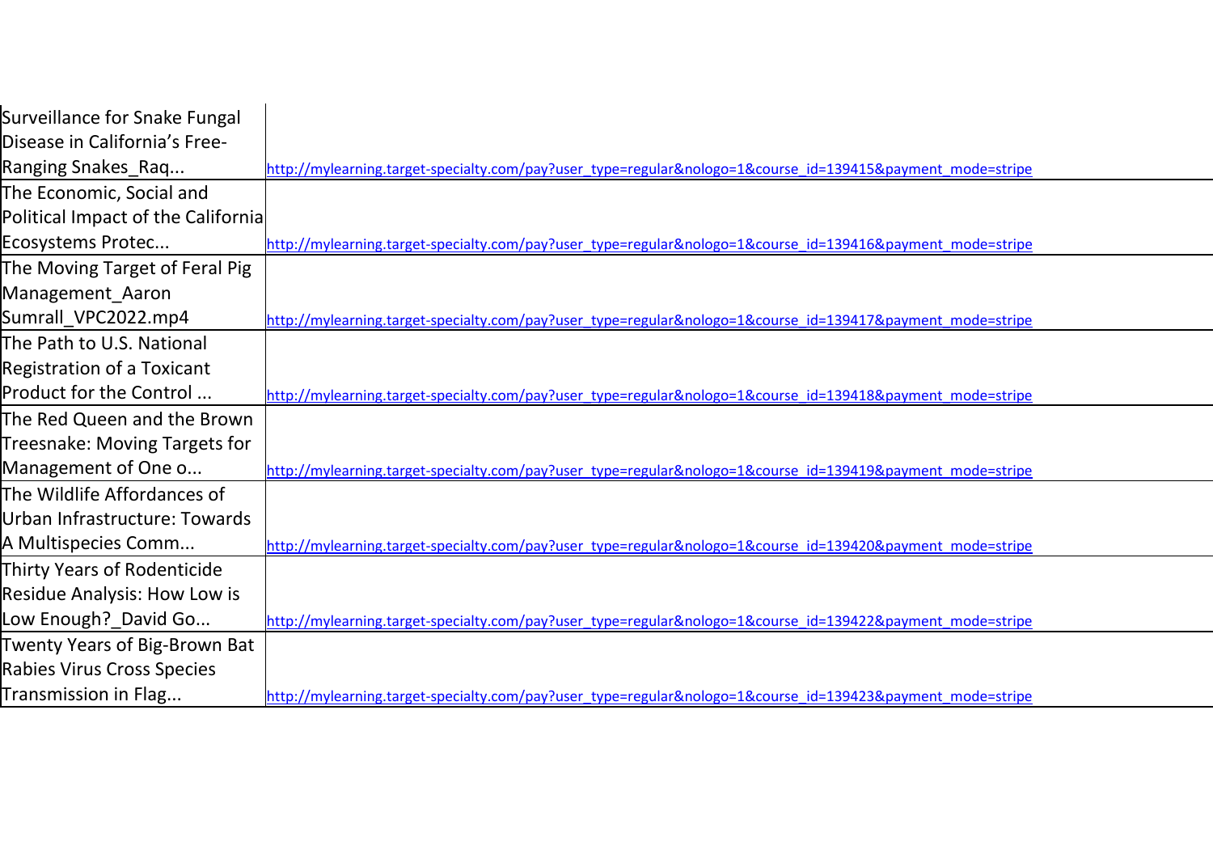| | |
|---|---|
| Surveillance for Snake Fungal Disease in California's Free-Ranging Snakes_Raq... | http://mylearning.target-specialty.com/pay?user_type=regular&nologo=1&course_id=139415&payment_mode=stripe |
| The Economic, Social and Political Impact of the California Ecosystems Protec... | http://mylearning.target-specialty.com/pay?user_type=regular&nologo=1&course_id=139416&payment_mode=stripe |
| The Moving Target of Feral Pig Management_Aaron Sumrall_VPC2022.mp4 | http://mylearning.target-specialty.com/pay?user_type=regular&nologo=1&course_id=139417&payment_mode=stripe |
| The Path to U.S. National Registration of a Toxicant Product for the Control ... | http://mylearning.target-specialty.com/pay?user_type=regular&nologo=1&course_id=139418&payment_mode=stripe |
| The Red Queen and the Brown Treesnake: Moving Targets for Management of One o... | http://mylearning.target-specialty.com/pay?user_type=regular&nologo=1&course_id=139419&payment_mode=stripe |
| The Wildlife Affordances of Urban Infrastructure: Towards A Multispecies Comm... | http://mylearning.target-specialty.com/pay?user_type=regular&nologo=1&course_id=139420&payment_mode=stripe |
| Thirty Years of Rodenticide Residue Analysis: How Low is Low Enough?_David Go... | http://mylearning.target-specialty.com/pay?user_type=regular&nologo=1&course_id=139422&payment_mode=stripe |
| Twenty Years of Big-Brown Bat Rabies Virus Cross Species Transmission in Flag... | http://mylearning.target-specialty.com/pay?user_type=regular&nologo=1&course_id=139423&payment_mode=stripe |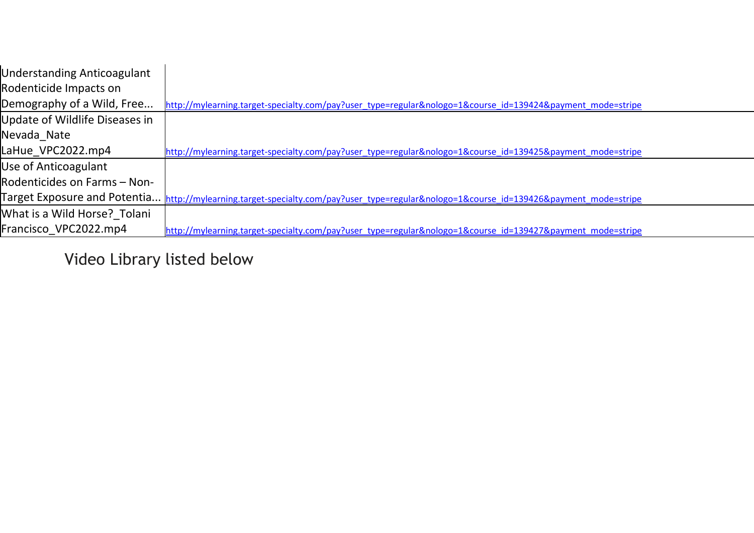| | |
|---|---|
| Understanding Anticoagulant Rodenticide Impacts on Demography of a Wild, Free... | http://mylearning.target-specialty.com/pay?user_type=regular&nologo=1&course_id=139424&payment_mode=stripe |
| Update of Wildlife Diseases in Nevada_Nate LaHue_VPC2022.mp4 | http://mylearning.target-specialty.com/pay?user_type=regular&nologo=1&course_id=139425&payment_mode=stripe |
| Use of Anticoagulant Rodenticides on Farms – Non-Target Exposure and Potentia... | http://mylearning.target-specialty.com/pay?user_type=regular&nologo=1&course_id=139426&payment_mode=stripe |
| What is a Wild Horse?_Tolani Francisco_VPC2022.mp4 | http://mylearning.target-specialty.com/pay?user_type=regular&nologo=1&course_id=139427&payment_mode=stripe |

Video Library listed below